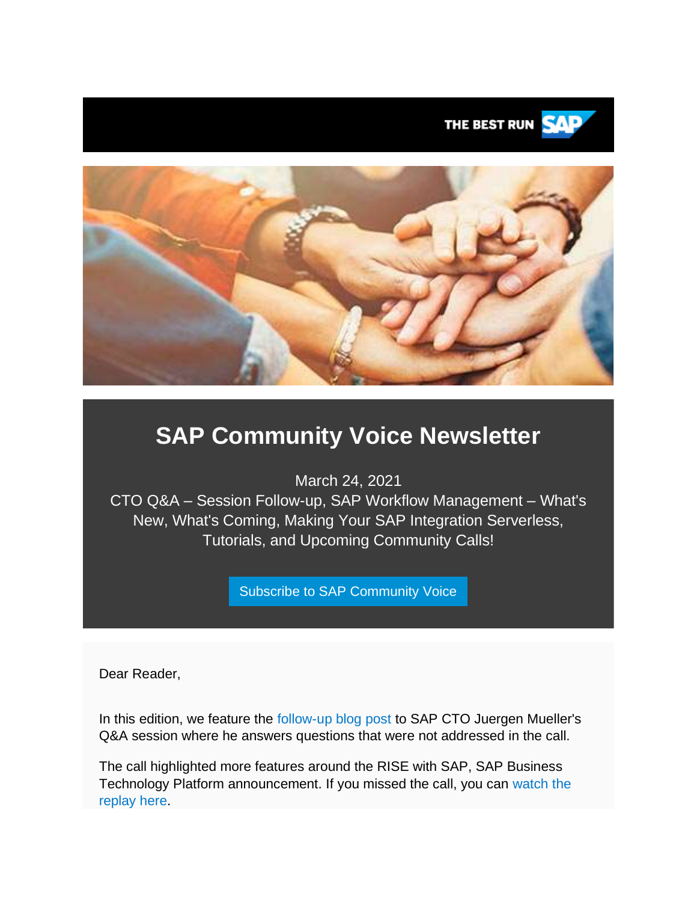THE BEST RUN SAP

# SAP Community Voice Newsletter

March 24, 2021
CTO Q&A – Session Follow-up, SAP Workflow Management – What's New, What's Coming, Making Your SAP Integration Serverless, Tutorials, and Upcoming Community Calls!

Subscribe to SAP Community Voice

Dear Reader,

In this edition, we feature the follow-up blog post to SAP CTO Juergen Mueller's Q&A session where he answers questions that were not addressed in the call.

The call highlighted more features around the RISE with SAP, SAP Business Technology Platform announcement. If you missed the call, you can watch the replay here.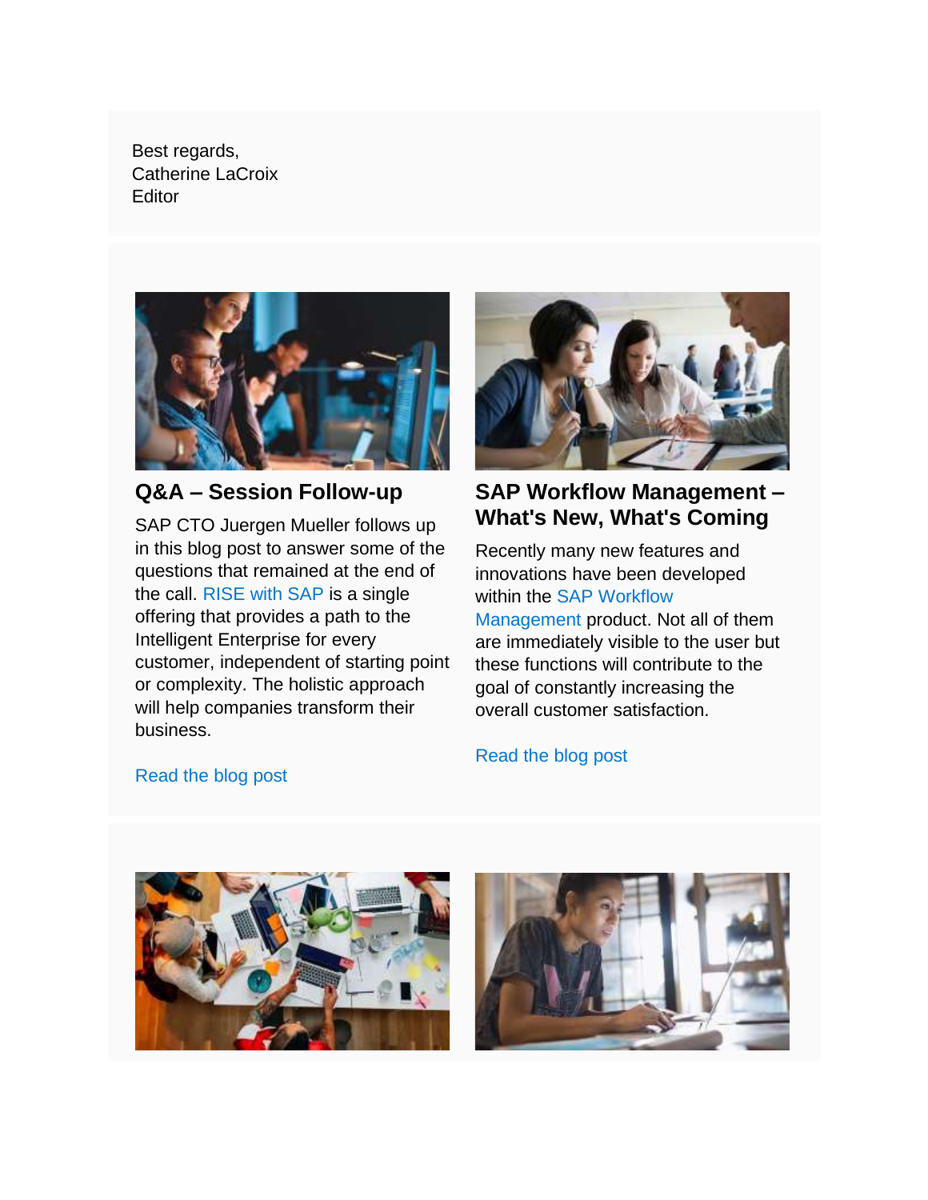Best regards,
Catherine LaCroix
Editor

### Q&A – Session Follow-up

SAP CTO Juergen Mueller follows up in this blog post to answer some of the questions that remained at the end of the call. RISE with SAP is a single offering that provides a path to the Intelligent Enterprise for every customer, independent of starting point or complexity. The holistic approach will help companies transform their business.

Read the blog post

### SAP Workflow Management – What's New, What's Coming

Recently many new features and innovations have been developed within the SAP Workflow Management product. Not all of them are immediately visible to the user but these functions will contribute to the goal of constantly increasing the overall customer satisfaction.

Read the blog post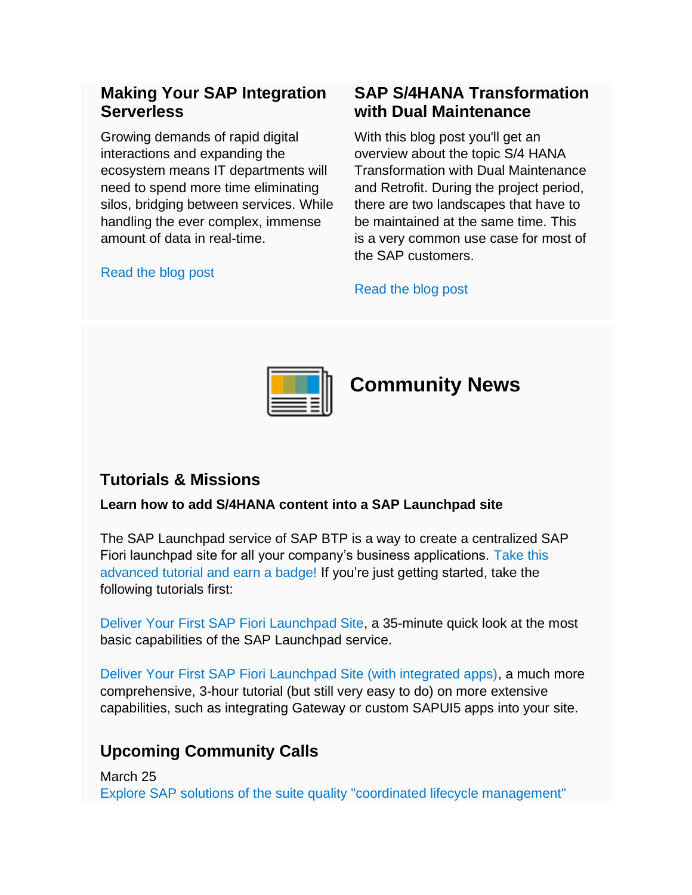## Making Your SAP Integration Serverless

Growing demands of rapid digital interactions and expanding the ecosystem means IT departments will need to spend more time eliminating silos, bridging between services. While handling the ever complex, immense amount of data in real-time.

Read the blog post

## SAP S/4HANA Transformation with Dual Maintenance

With this blog post you'll get an overview about the topic S/4 HANA Transformation with Dual Maintenance and Retrofit. During the project period, there are two landscapes that have to be maintained at the same time. This is a very common use case for most of the SAP customers.

Read the blog post

# Community News

## Tutorials & Missions

**Learn how to add S/4HANA content into a SAP Launchpad site**

The SAP Launchpad service of SAP BTP is a way to create a centralized SAP Fiori launchpad site for all your company's business applications. Take this advanced tutorial and earn a badge! If you're just getting started, take the following tutorials first:

Deliver Your First SAP Fiori Launchpad Site, a 35-minute quick look at the most basic capabilities of the SAP Launchpad service.

Deliver Your First SAP Fiori Launchpad Site (with integrated apps), a much more comprehensive, 3-hour tutorial (but still very easy to do) on more extensive capabilities, such as integrating Gateway or custom SAPUI5 apps into your site.

## Upcoming Community Calls

March 25
Explore SAP solutions of the suite quality "coordinated lifecycle management"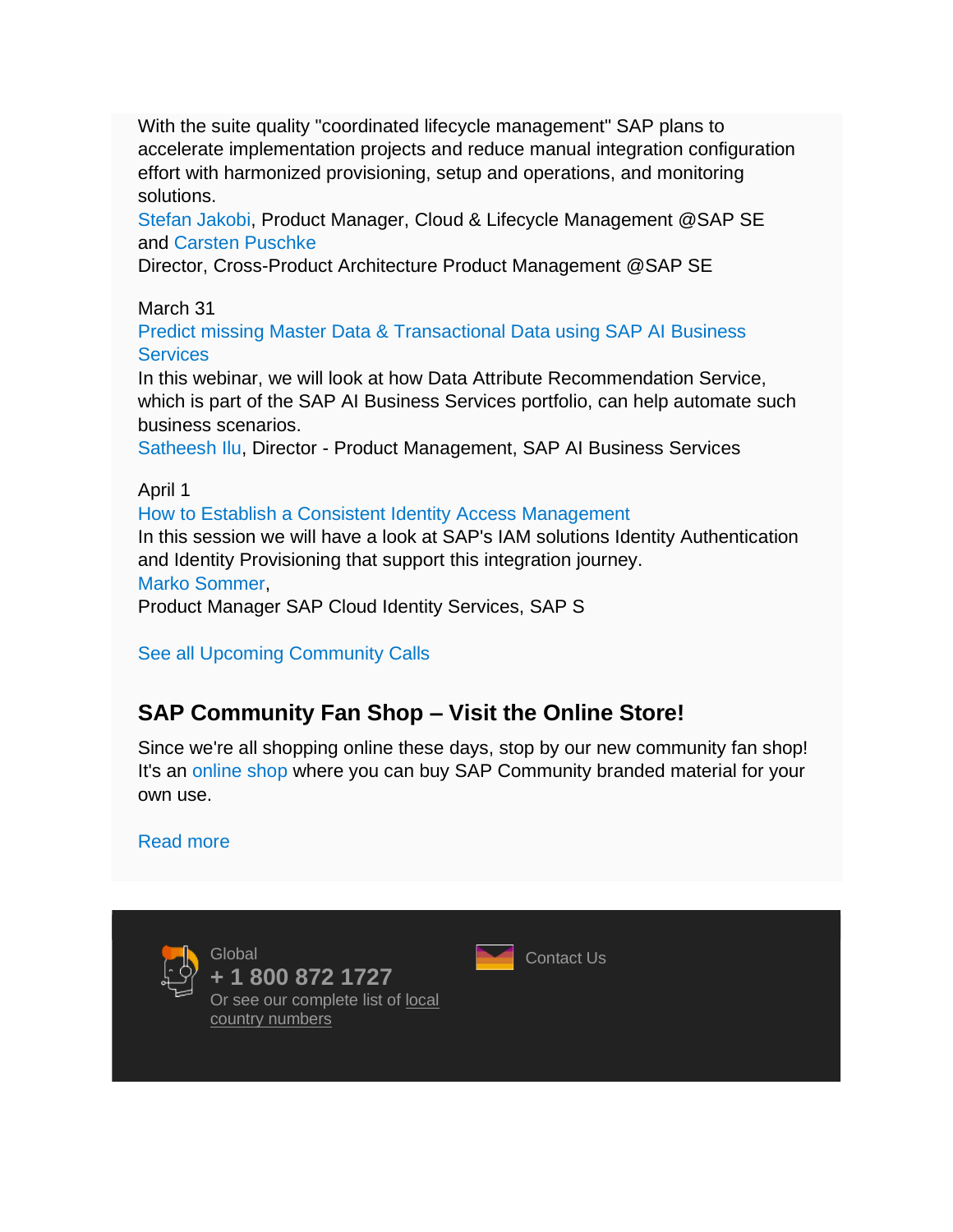With the suite quality "coordinated lifecycle management" SAP plans to accelerate implementation projects and reduce manual integration configuration effort with harmonized provisioning, setup and operations, and monitoring solutions.
Stefan Jakobi, Product Manager, Cloud & Lifecycle Management @SAP SE and Carsten Puschke
Director, Cross-Product Architecture Product Management @SAP SE

March 31
Predict missing Master Data & Transactional Data using SAP AI Business Services
In this webinar, we will look at how Data Attribute Recommendation Service, which is part of the SAP AI Business Services portfolio, can help automate such business scenarios.
Satheesh Ilu, Director - Product Management, SAP AI Business Services

April 1
How to Establish a Consistent Identity Access Management
In this session we will have a look at SAP's IAM solutions Identity Authentication and Identity Provisioning that support this integration journey.
Marko Sommer,
Product Manager SAP Cloud Identity Services, SAP S

See all Upcoming Community Calls

## SAP Community Fan Shop – Visit the Online Store!

Since we're all shopping online these days, stop by our new community fan shop! It's an online shop where you can buy SAP Community branded material for your own use.

Read more

Global
**+ 1 800 872 1727**
Or see our complete list of local country numbers

Contact Us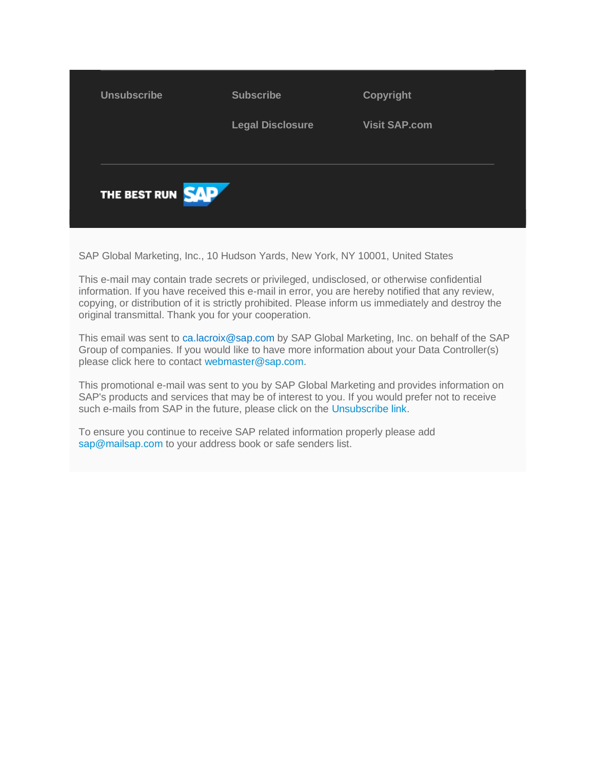**Unsubscribe** **Subscribe** **Copyright**

**Legal Disclosure** **Visit SAP.com**

THE BEST RUN SAP

SAP Global Marketing, Inc., 10 Hudson Yards, New York, NY 10001, United States

This e-mail may contain trade secrets or privileged, undisclosed, or otherwise confidential information. If you have received this e-mail in error, you are hereby notified that any review, copying, or distribution of it is strictly prohibited. Please inform us immediately and destroy the original transmittal. Thank you for your cooperation.

This email was sent to ca.lacroix@sap.com by SAP Global Marketing, Inc. on behalf of the SAP Group of companies. If you would like to have more information about your Data Controller(s) please click here to contact webmaster@sap.com.

This promotional e-mail was sent to you by SAP Global Marketing and provides information on SAP's products and services that may be of interest to you. If you would prefer not to receive such e-mails from SAP in the future, please click on the Unsubscribe link.

To ensure you continue to receive SAP related information properly please add sap@mailsap.com to your address book or safe senders list.